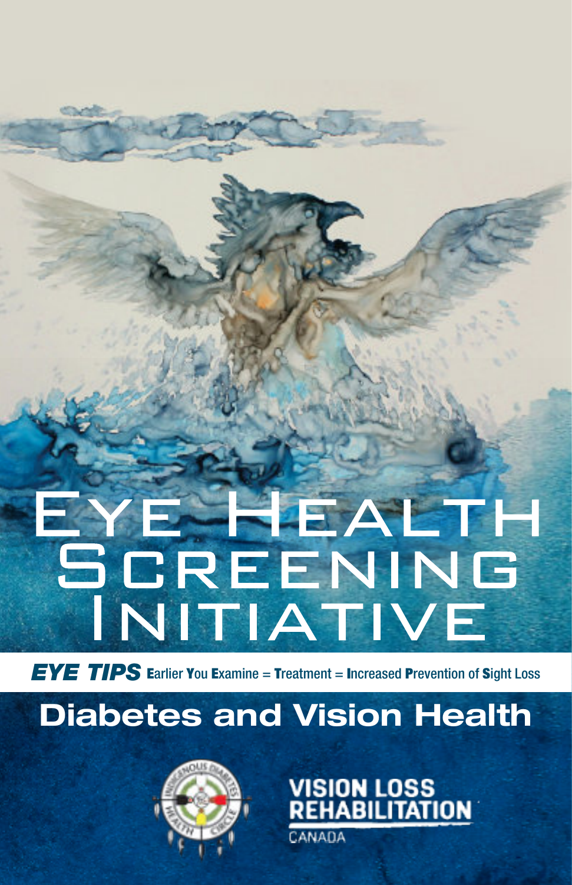# Eye Health Screening Initiative

***EYE TIPS*** **E**arlier **Y**ou **E**xamine = **T**reatment = **I**ncreased **P**revention of **S**ight Loss

## Diabetes and Vision Health

INDIGENOUS DIABETES HEALTH CIRCLE

VISION LOSS REHABILITATION CANADA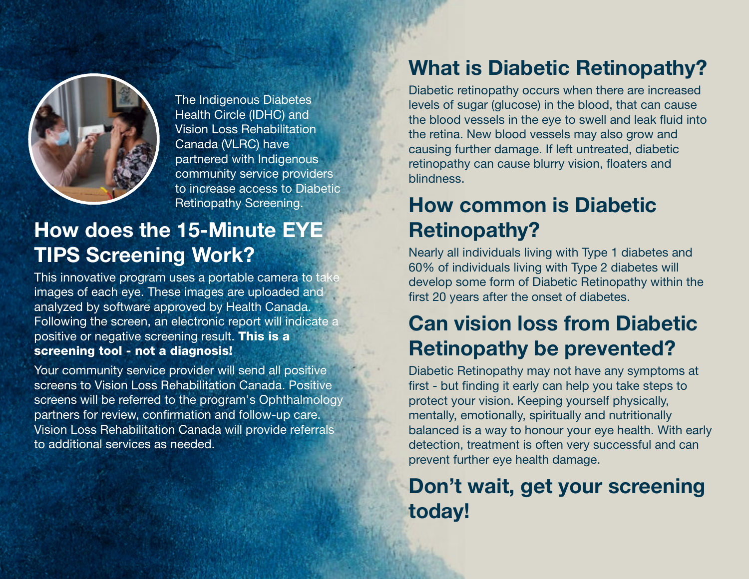The Indigenous Diabetes Health Circle (IDHC) and Vision Loss Rehabilitation Canada (VLRC) have partnered with Indigenous community service providers to increase access to Diabetic Retinopathy Screening.

## How does the 15-Minute EYE TIPS Screening Work?

This innovative program uses a portable camera to take images of each eye. These images are uploaded and analyzed by software approved by Health Canada. Following the screen, an electronic report will indicate a positive or negative screening result. **This is a screening tool - not a diagnosis!**

Your community service provider will send all positive screens to Vision Loss Rehabilitation Canada. Positive screens will be referred to the program's Ophthalmology partners for review, confirmation and follow-up care. Vision Loss Rehabilitation Canada will provide referrals to additional services as needed.

## What is Diabetic Retinopathy?

Diabetic retinopathy occurs when there are increased levels of sugar (glucose) in the blood, that can cause the blood vessels in the eye to swell and leak fluid into the retina. New blood vessels may also grow and causing further damage. If left untreated, diabetic retinopathy can cause blurry vision, floaters and blindness.

## How common is Diabetic Retinopathy?

Nearly all individuals living with Type 1 diabetes and 60% of individuals living with Type 2 diabetes will develop some form of Diabetic Retinopathy within the first 20 years after the onset of diabetes.

## Can vision loss from Diabetic Retinopathy be prevented?

Diabetic Retinopathy may not have any symptoms at first - but finding it early can help you take steps to protect your vision. Keeping yourself physically, mentally, emotionally, spiritually and nutritionally balanced is a way to honour your eye health. With early detection, treatment is often very successful and can prevent further eye health damage.

## Don't wait, get your screening today!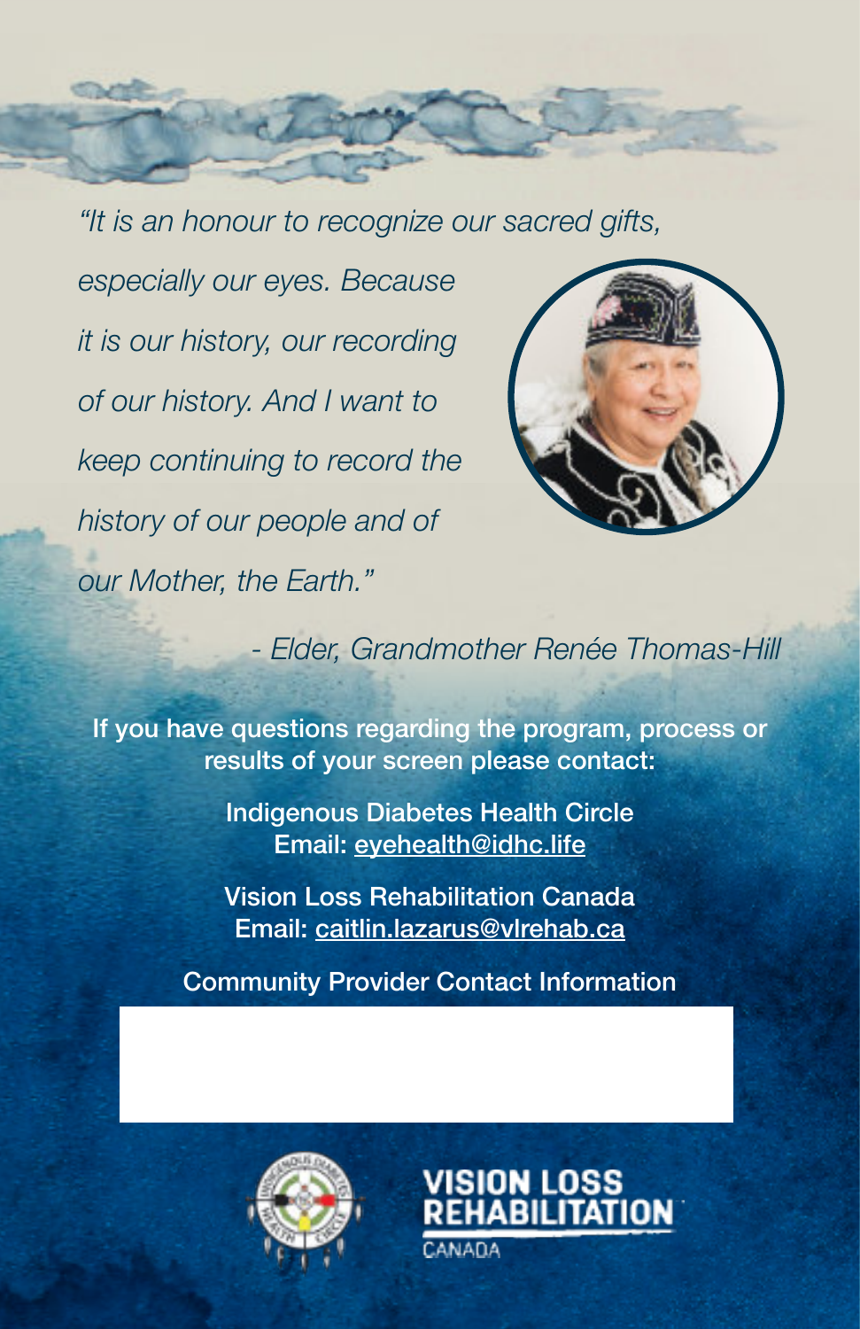*"It is an honour to recognize our sacred gifts, especially our eyes. Because it is our history, our recording of our history. And I want to keep continuing to record the history of our people and of our Mother, the Earth."*

*- Elder, Grandmother Renée Thomas-Hill*

**If you have questions regarding the program, process or results of your screen please contact:**

**Indigenous Diabetes Health Circle**
**Email: eyehealth@idhc.life**

**Vision Loss Rehabilitation Canada**
**Email: caitlin.lazarus@vlrehab.ca**

**Community Provider Contact Information**

VISION LOSS REHABILITATION CANADA